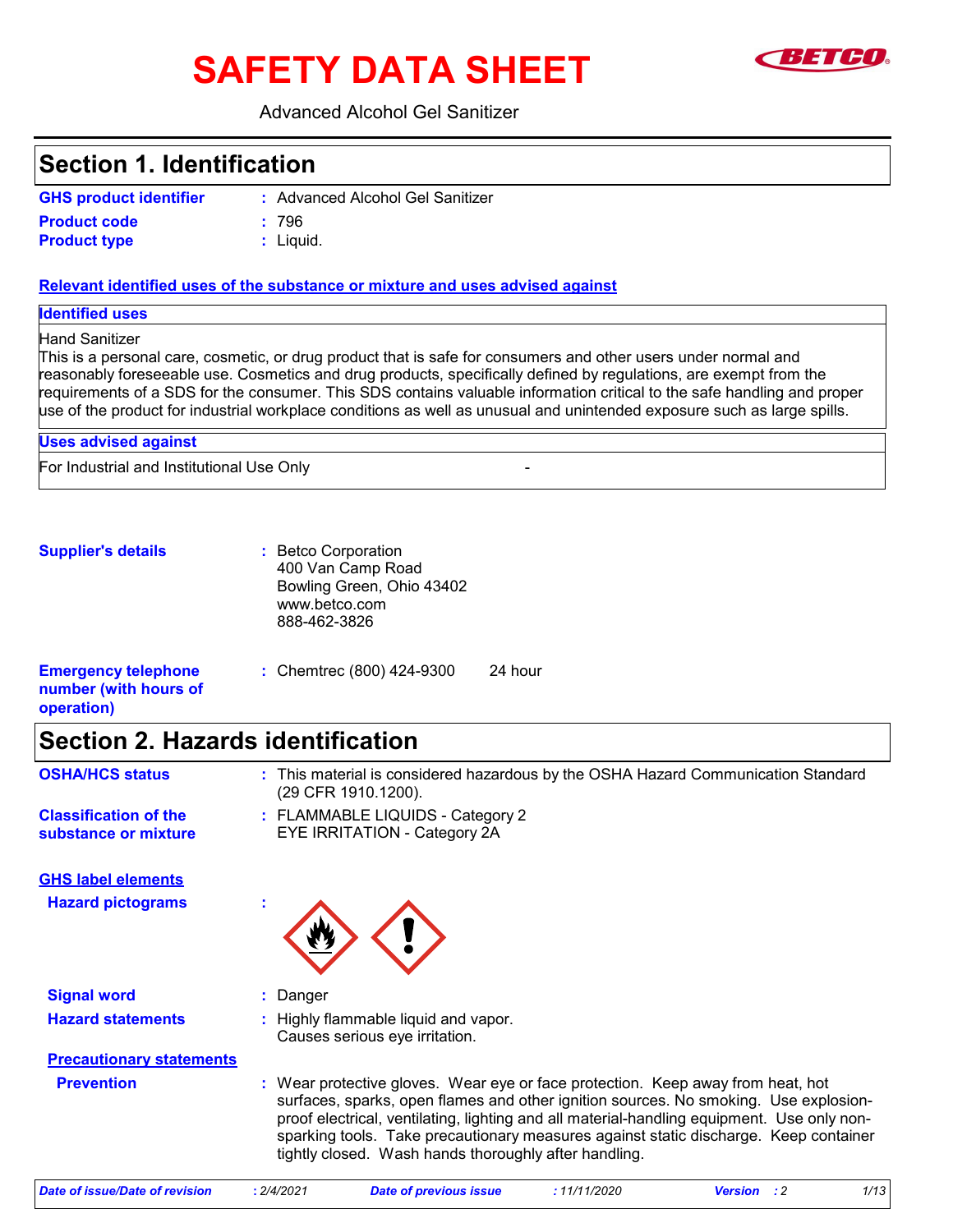# SAFETY DATA SHEET

Advanced Alcohol Gel Sanitizer

## Section 1. Identification

**GHS product identifier** : Advanced Alcohol Gel Sanitizer

**Product code** : 796

**Product type** : Liquid.

**Relevant identified uses of the substance or mixture and uses advised against**

| Identified uses |
| --- |
| Hand Sanitizer<br>This is a personal care, cosmetic, or drug product that is safe for consumers and other users under normal and reasonably foreseeable use. Cosmetics and drug products, specifically defined by regulations, are exempt from the requirements of a SDS for the consumer. This SDS contains valuable information critical to the safe handling and proper use of the product for industrial workplace conditions as well as unusual and unintended exposure such as large spills. |

| Uses advised against | |
| --- | --- |
| For Industrial and Institutional Use Only | - |

**Supplier's details** : Betco Corporation
400 Van Camp Road
Bowling Green, Ohio 43402
www.betco.com
888-462-3826

**Emergency telephone number (with hours of operation)** : Chemtrec (800) 424-9300 24 hour

## Section 2. Hazards identification

**OSHA/HCS status** : This material is considered hazardous by the OSHA Hazard Communication Standard (29 CFR 1910.1200).

**Classification of the substance or mixture** : FLAMMABLE LIQUIDS - Category 2
EYE IRRITATION - Category 2A

**GHS label elements**

**Hazard pictograms** :

**Signal word** : Danger

**Hazard statements** : Highly flammable liquid and vapor.
Causes serious eye irritation.

**Precautionary statements**

**Prevention** : Wear protective gloves. Wear eye or face protection. Keep away from heat, hot surfaces, sparks, open flames and other ignition sources. No smoking. Use explosion-proof electrical, ventilating, lighting and all material-handling equipment. Use only non-sparking tools. Take precautionary measures against static discharge. Keep container tightly closed. Wash hands thoroughly after handling.

*Date of issue/Date of revision* : 2/4/2021 *Date of previous issue* : 11/11/2020 *Version* : 2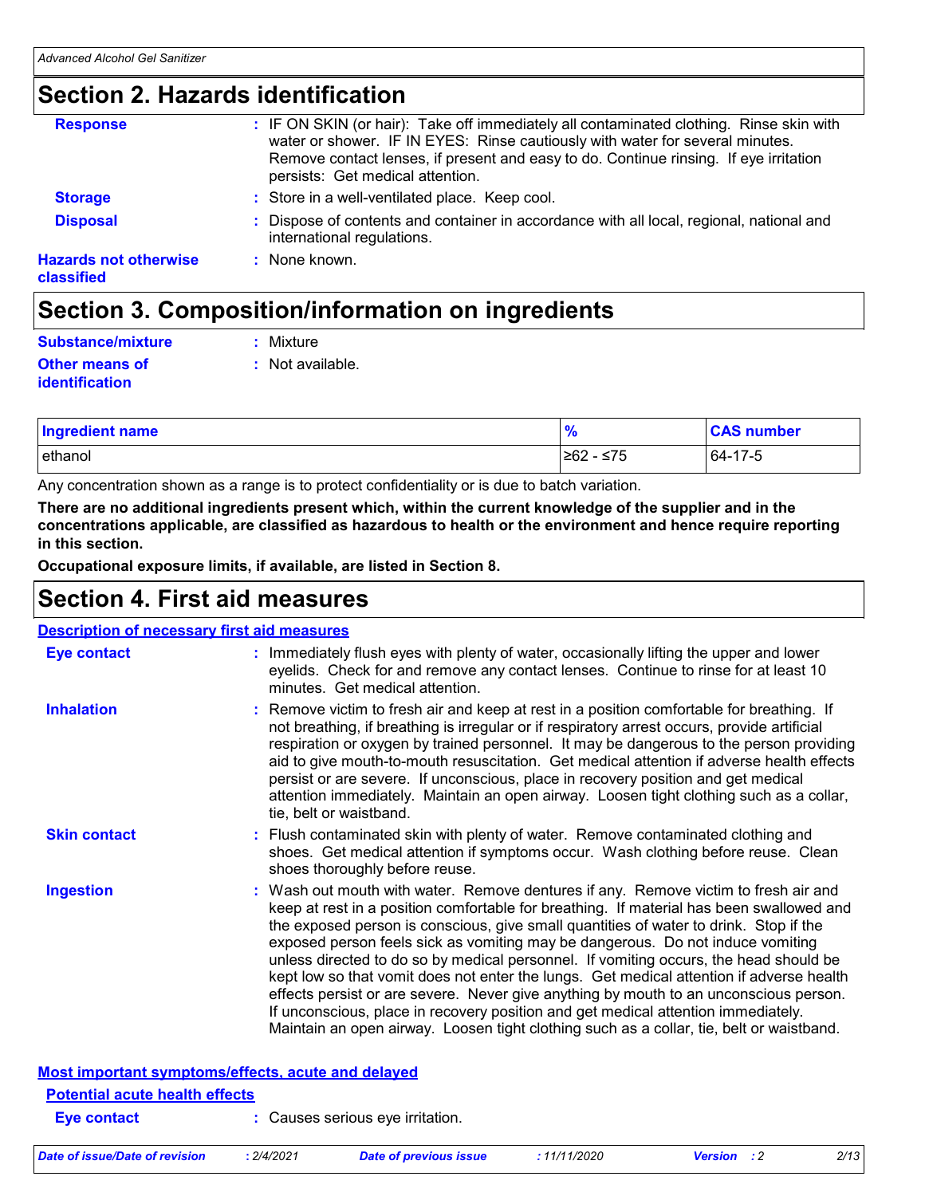## Section 2. Hazards identification

**Response** : IF ON SKIN (or hair): Take off immediately all contaminated clothing. Rinse skin with water or shower. IF IN EYES: Rinse cautiously with water for several minutes. Remove contact lenses, if present and easy to do. Continue rinsing. If eye irritation persists: Get medical attention.

**Storage** : Store in a well-ventilated place. Keep cool.

**Disposal** : Dispose of contents and container in accordance with all local, regional, national and international regulations.

**Hazards not otherwise classified** : None known.

## Section 3. Composition/information on ingredients

**Substance/mixture** : Mixture

**Other means of identification** : Not available.

| Ingredient name | % | CAS number |
|---|---|---|
| ethanol | ≥62 - ≤75 | 64-17-5 |

Any concentration shown as a range is to protect confidentiality or is due to batch variation.

**There are no additional ingredients present which, within the current knowledge of the supplier and in the concentrations applicable, are classified as hazardous to health or the environment and hence require reporting in this section.**

**Occupational exposure limits, if available, are listed in Section 8.**

## Section 4. First aid measures

### Description of necessary first aid measures

**Eye contact** : Immediately flush eyes with plenty of water, occasionally lifting the upper and lower eyelids. Check for and remove any contact lenses. Continue to rinse for at least 10 minutes. Get medical attention.

**Inhalation** : Remove victim to fresh air and keep at rest in a position comfortable for breathing. If not breathing, if breathing is irregular or if respiratory arrest occurs, provide artificial respiration or oxygen by trained personnel. It may be dangerous to the person providing aid to give mouth-to-mouth resuscitation. Get medical attention if adverse health effects persist or are severe. If unconscious, place in recovery position and get medical attention immediately. Maintain an open airway. Loosen tight clothing such as a collar, tie, belt or waistband.

**Skin contact** : Flush contaminated skin with plenty of water. Remove contaminated clothing and shoes. Get medical attention if symptoms occur. Wash clothing before reuse. Clean shoes thoroughly before reuse.

**Ingestion** : Wash out mouth with water. Remove dentures if any. Remove victim to fresh air and keep at rest in a position comfortable for breathing. If material has been swallowed and the exposed person is conscious, give small quantities of water to drink. Stop if the exposed person feels sick as vomiting may be dangerous. Do not induce vomiting unless directed to do so by medical personnel. If vomiting occurs, the head should be kept low so that vomit does not enter the lungs. Get medical attention if adverse health effects persist or are severe. Never give anything by mouth to an unconscious person. If unconscious, place in recovery position and get medical attention immediately. Maintain an open airway. Loosen tight clothing such as a collar, tie, belt or waistband.

### Most important symptoms/effects, acute and delayed

#### Potential acute health effects

**Eye contact** : Causes serious eye irritation.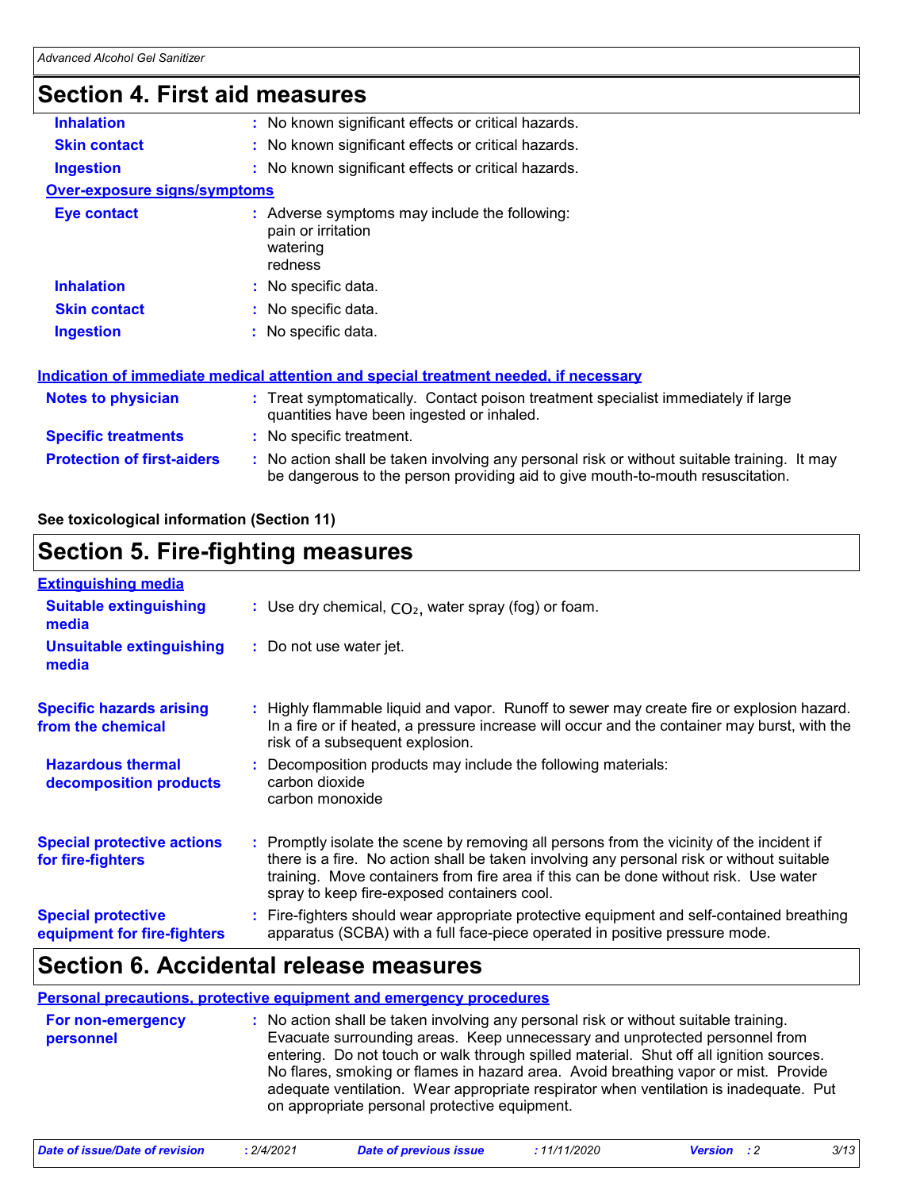## Section 4. First aid measures

**Inhalation** : No known significant effects or critical hazards.

**Skin contact** : No known significant effects or critical hazards.

**Ingestion** : No known significant effects or critical hazards.

**Over-exposure signs/symptoms**

**Eye contact** : Adverse symptoms may include the following:
pain or irritation
watering
redness

**Inhalation** : No specific data.

**Skin contact** : No specific data.

**Ingestion** : No specific data.

**Indication of immediate medical attention and special treatment needed, if necessary**

**Notes to physician** : Treat symptomatically. Contact poison treatment specialist immediately if large quantities have been ingested or inhaled.

**Specific treatments** : No specific treatment.

**Protection of first-aiders** : No action shall be taken involving any personal risk or without suitable training. It may be dangerous to the person providing aid to give mouth-to-mouth resuscitation.

**See toxicological information (Section 11)**

## Section 5. Fire-fighting measures

**Extinguishing media**

**Suitable extinguishing media** : Use dry chemical, $CO_2$, water spray (fog) or foam.

**Unsuitable extinguishing media** : Do not use water jet.

**Specific hazards arising from the chemical** : Highly flammable liquid and vapor. Runoff to sewer may create fire or explosion hazard. In a fire or if heated, a pressure increase will occur and the container may burst, with the risk of a subsequent explosion.

**Hazardous thermal decomposition products** : Decomposition products may include the following materials:
carbon dioxide
carbon monoxide

**Special protective actions for fire-fighters** : Promptly isolate the scene by removing all persons from the vicinity of the incident if there is a fire. No action shall be taken involving any personal risk or without suitable training. Move containers from fire area if this can be done without risk. Use water spray to keep fire-exposed containers cool.

**Special protective equipment for fire-fighters** : Fire-fighters should wear appropriate protective equipment and self-contained breathing apparatus (SCBA) with a full face-piece operated in positive pressure mode.

## Section 6. Accidental release measures

**Personal precautions, protective equipment and emergency procedures**

**For non-emergency personnel** : No action shall be taken involving any personal risk or without suitable training. Evacuate surrounding areas. Keep unnecessary and unprotected personnel from entering. Do not touch or walk through spilled material. Shut off all ignition sources. No flares, smoking or flames in hazard area. Avoid breathing vapor or mist. Provide adequate ventilation. Wear appropriate respirator when ventilation is inadequate. Put on appropriate personal protective equipment.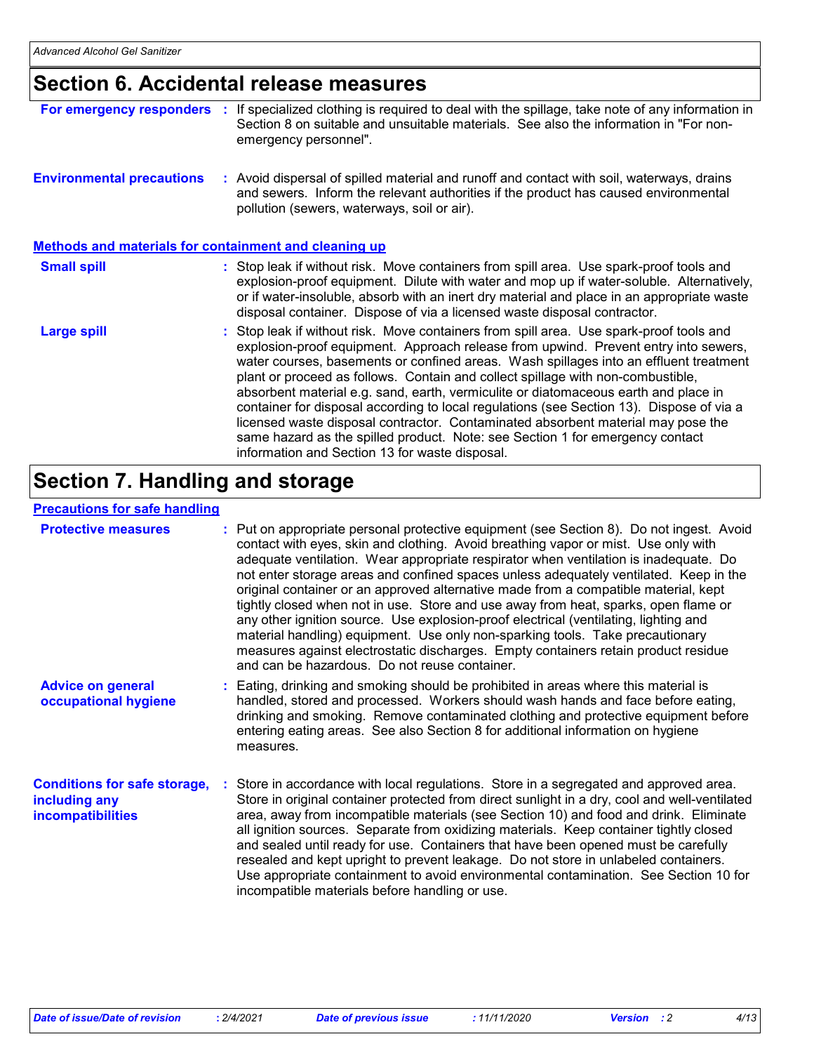## Section 6. Accidental release measures

**For emergency responders** : If specialized clothing is required to deal with the spillage, take note of any information in Section 8 on suitable and unsuitable materials. See also the information in "For non-emergency personnel".

**Environmental precautions** : Avoid dispersal of spilled material and runoff and contact with soil, waterways, drains and sewers. Inform the relevant authorities if the product has caused environmental pollution (sewers, waterways, soil or air).

### Methods and materials for containment and cleaning up

**Small spill** : Stop leak if without risk. Move containers from spill area. Use spark-proof tools and explosion-proof equipment. Dilute with water and mop up if water-soluble. Alternatively, or if water-insoluble, absorb with an inert dry material and place in an appropriate waste disposal container. Dispose of via a licensed waste disposal contractor.

**Large spill** : Stop leak if without risk. Move containers from spill area. Use spark-proof tools and explosion-proof equipment. Approach release from upwind. Prevent entry into sewers, water courses, basements or confined areas. Wash spillages into an effluent treatment plant or proceed as follows. Contain and collect spillage with non-combustible, absorbent material e.g. sand, earth, vermiculite or diatomaceous earth and place in container for disposal according to local regulations (see Section 13). Dispose of via a licensed waste disposal contractor. Contaminated absorbent material may pose the same hazard as the spilled product. Note: see Section 1 for emergency contact information and Section 13 for waste disposal.

## Section 7. Handling and storage

### Precautions for safe handling

**Protective measures** : Put on appropriate personal protective equipment (see Section 8). Do not ingest. Avoid contact with eyes, skin and clothing. Avoid breathing vapor or mist. Use only with adequate ventilation. Wear appropriate respirator when ventilation is inadequate. Do not enter storage areas and confined spaces unless adequately ventilated. Keep in the original container or an approved alternative made from a compatible material, kept tightly closed when not in use. Store and use away from heat, sparks, open flame or any other ignition source. Use explosion-proof electrical (ventilating, lighting and material handling) equipment. Use only non-sparking tools. Take precautionary measures against electrostatic discharges. Empty containers retain product residue and can be hazardous. Do not reuse container.

**Advice on general occupational hygiene** : Eating, drinking and smoking should be prohibited in areas where this material is handled, stored and processed. Workers should wash hands and face before eating, drinking and smoking. Remove contaminated clothing and protective equipment before entering eating areas. See also Section 8 for additional information on hygiene measures.

**Conditions for safe storage, including any incompatibilities** : Store in accordance with local regulations. Store in a segregated and approved area. Store in original container protected from direct sunlight in a dry, cool and well-ventilated area, away from incompatible materials (see Section 10) and food and drink. Eliminate all ignition sources. Separate from oxidizing materials. Keep container tightly closed and sealed until ready for use. Containers that have been opened must be carefully resealed and kept upright to prevent leakage. Do not store in unlabeled containers. Use appropriate containment to avoid environmental contamination. See Section 10 for incompatible materials before handling or use.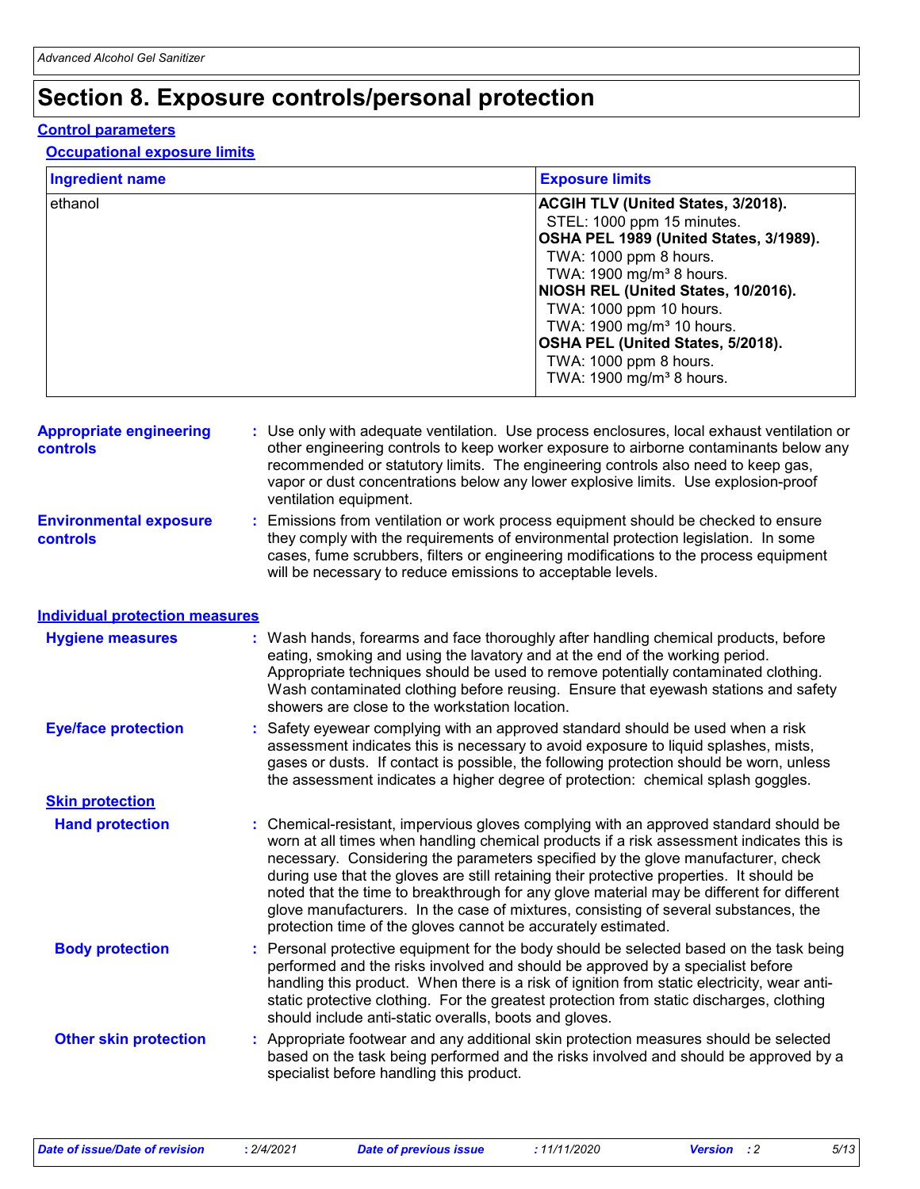# Section 8. Exposure controls/personal protection

## Control parameters

### Occupational exposure limits

| Ingredient name | Exposure limits |
|---|---|
| ethanol | **ACGIH TLV (United States, 3/2018).**<br>STEL: 1000 ppm 15 minutes.<br>**OSHA PEL 1989 (United States, 3/1989).**<br>TWA: 1000 ppm 8 hours.<br>TWA: 1900 mg/m³ 8 hours.<br>**NIOSH REL (United States, 10/2016).**<br>TWA: 1000 ppm 10 hours.<br>TWA: 1900 mg/m³ 10 hours.<br>**OSHA PEL (United States, 5/2018).**<br>TWA: 1000 ppm 8 hours.<br>TWA: 1900 mg/m³ 8 hours. |

**Appropriate engineering controls** : Use only with adequate ventilation. Use process enclosures, local exhaust ventilation or other engineering controls to keep worker exposure to airborne contaminants below any recommended or statutory limits. The engineering controls also need to keep gas, vapor or dust concentrations below any lower explosive limits. Use explosion-proof ventilation equipment.

**Environmental exposure controls** : Emissions from ventilation or work process equipment should be checked to ensure they comply with the requirements of environmental protection legislation. In some cases, fume scrubbers, filters or engineering modifications to the process equipment will be necessary to reduce emissions to acceptable levels.

## Individual protection measures

**Hygiene measures** : Wash hands, forearms and face thoroughly after handling chemical products, before eating, smoking and using the lavatory and at the end of the working period. Appropriate techniques should be used to remove potentially contaminated clothing. Wash contaminated clothing before reusing. Ensure that eyewash stations and safety showers are close to the workstation location.

**Eye/face protection** : Safety eyewear complying with an approved standard should be used when a risk assessment indicates this is necessary to avoid exposure to liquid splashes, mists, gases or dusts. If contact is possible, the following protection should be worn, unless the assessment indicates a higher degree of protection: chemical splash goggles.

### Skin protection

**Hand protection** : Chemical-resistant, impervious gloves complying with an approved standard should be worn at all times when handling chemical products if a risk assessment indicates this is necessary. Considering the parameters specified by the glove manufacturer, check during use that the gloves are still retaining their protective properties. It should be noted that the time to breakthrough for any glove material may be different for different glove manufacturers. In the case of mixtures, consisting of several substances, the protection time of the gloves cannot be accurately estimated.

**Body protection** : Personal protective equipment for the body should be selected based on the task being performed and the risks involved and should be approved by a specialist before handling this product. When there is a risk of ignition from static electricity, wear anti-static protective clothing. For the greatest protection from static discharges, clothing should include anti-static overalls, boots and gloves.

**Other skin protection** : Appropriate footwear and any additional skin protection measures should be selected based on the task being performed and the risks involved and should be approved by a specialist before handling this product.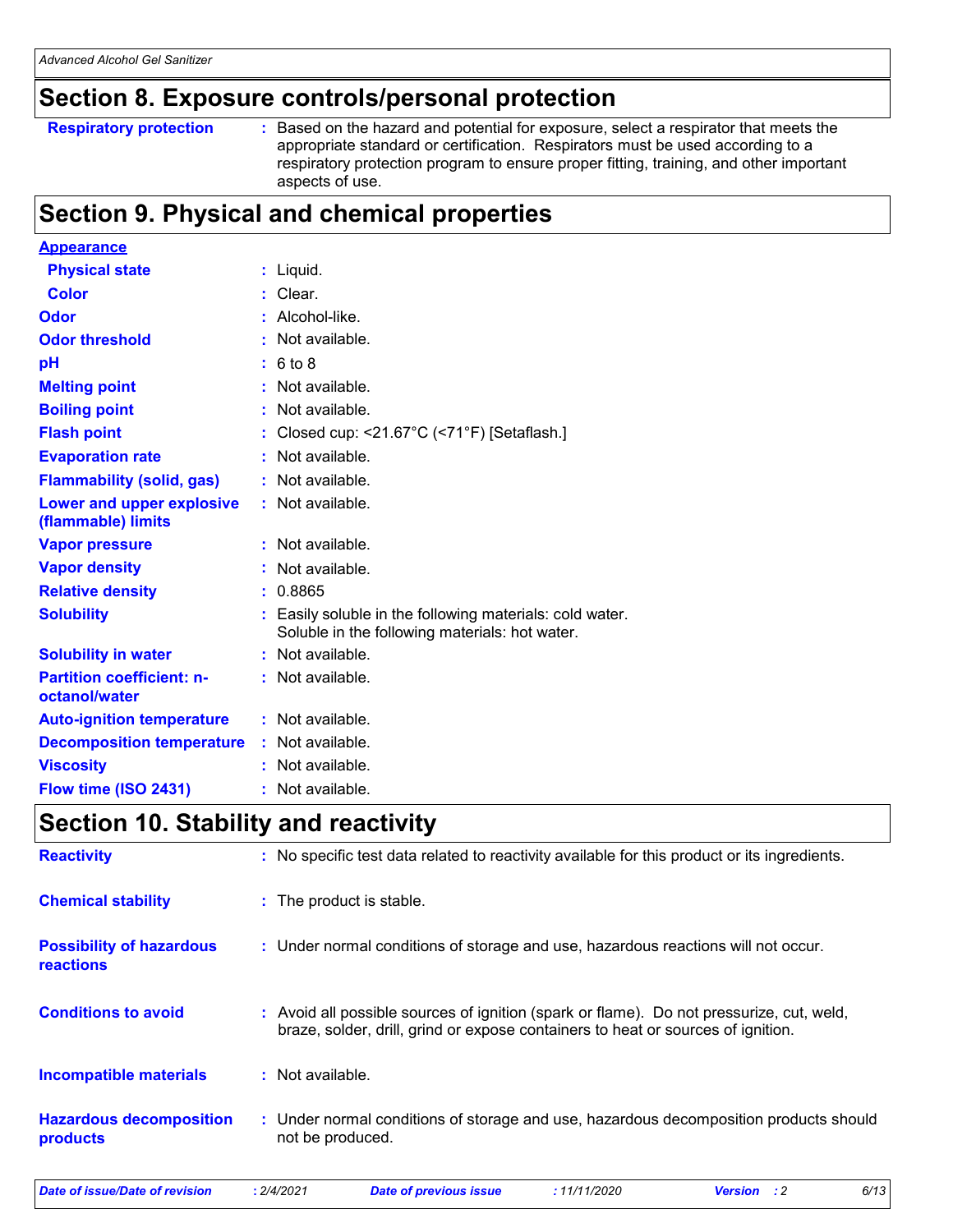## Section 8. Exposure controls/personal protection

| | | |
|---|---|---|
| **Respiratory protection** | : | Based on the hazard and potential for exposure, select a respirator that meets the appropriate standard or certification. Respirators must be used according to a respiratory protection program to ensure proper fitting, training, and other important aspects of use. |

## Section 9. Physical and chemical properties

| | | |
|---|---|---|
| **Appearance** | | |
| **Physical state** | : | Liquid. |
| **Color** | : | Clear. |
| **Odor** | : | Alcohol-like. |
| **Odor threshold** | : | Not available. |
| **pH** | : | 6 to 8 |
| **Melting point** | : | Not available. |
| **Boiling point** | : | Not available. |
| **Flash point** | : | Closed cup: <21.67°C (<71°F) [Setaflash.] |
| **Evaporation rate** | : | Not available. |
| **Flammability (solid, gas)** | : | Not available. |
| **Lower and upper explosive (flammable) limits** | : | Not available. |
| **Vapor pressure** | : | Not available. |
| **Vapor density** | : | Not available. |
| **Relative density** | : | 0.8865 |
| **Solubility** | : | Easily soluble in the following materials: cold water. Soluble in the following materials: hot water. |
| **Solubility in water** | : | Not available. |
| **Partition coefficient: n-octanol/water** | : | Not available. |
| **Auto-ignition temperature** | : | Not available. |
| **Decomposition temperature** | : | Not available. |
| **Viscosity** | : | Not available. |
| **Flow time (ISO 2431)** | : | Not available. |

## Section 10. Stability and reactivity

| | | |
|---|---|---|
| **Reactivity** | : | No specific test data related to reactivity available for this product or its ingredients. |
| **Chemical stability** | : | The product is stable. |
| **Possibility of hazardous reactions** | : | Under normal conditions of storage and use, hazardous reactions will not occur. |
| **Conditions to avoid** | : | Avoid all possible sources of ignition (spark or flame). Do not pressurize, cut, weld, braze, solder, drill, grind or expose containers to heat or sources of ignition. |
| **Incompatible materials** | : | Not available. |
| **Hazardous decomposition products** | : | Under normal conditions of storage and use, hazardous decomposition products should not be produced. |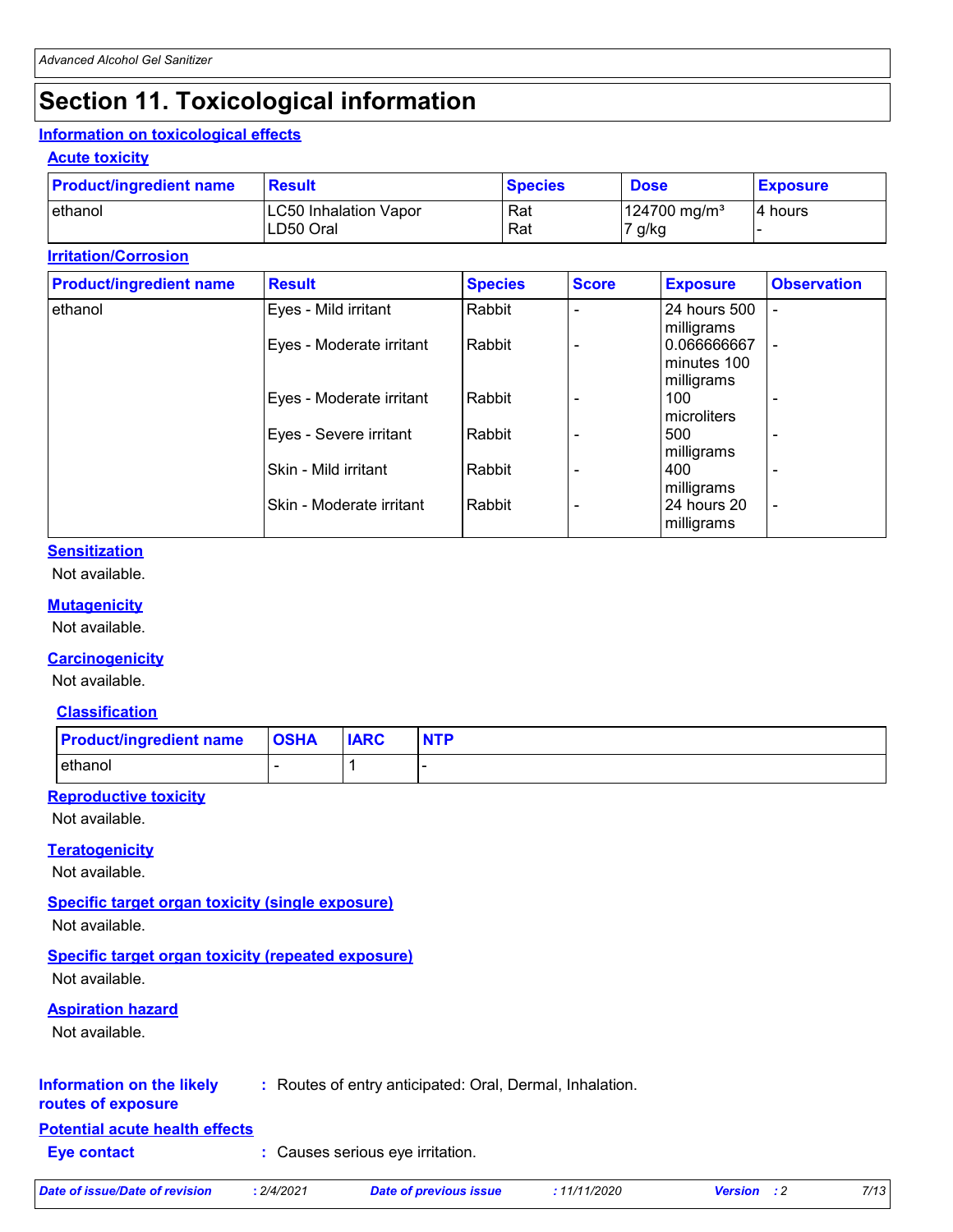# Section 11. Toxicological information

## Information on toxicological effects

### Acute toxicity

| Product/ingredient name | Result | Species | Dose | Exposure |
|---|---|---|---|---|
| ethanol | LC50 Inhalation Vapor | Rat | 124700 mg/m³ | 4 hours |
| | LD50 Oral | Rat | 7 g/kg | - |

### Irritation/Corrosion

| Product/ingredient name | Result | Species | Score | Exposure | Observation |
|---|---|---|---|---|---|
| ethanol | Eyes - Mild irritant | Rabbit | - | 24 hours 500 milligrams | - |
| | Eyes - Moderate irritant | Rabbit | - | 0.066666667 minutes 100 milligrams | - |
| | Eyes - Moderate irritant | Rabbit | - | 100 microliters | - |
| | Eyes - Severe irritant | Rabbit | - | 500 milligrams | - |
| | Skin - Mild irritant | Rabbit | - | 400 milligrams | - |
| | Skin - Moderate irritant | Rabbit | - | 24 hours 20 milligrams | - |

### Sensitization

Not available.

### Mutagenicity

Not available.

### Carcinogenicity

Not available.

### Classification

| Product/ingredient name | OSHA | IARC | NTP |
|---|---|---|---|
| ethanol | - | 1 | - |

### Reproductive toxicity

Not available.

### Teratogenicity

Not available.

### Specific target organ toxicity (single exposure)

Not available.

### Specific target organ toxicity (repeated exposure)

Not available.

### Aspiration hazard

Not available.

**Information on the likely routes of exposure** : Routes of entry anticipated: Oral, Dermal, Inhalation.

## Potential acute health effects

**Eye contact** : Causes serious eye irritation.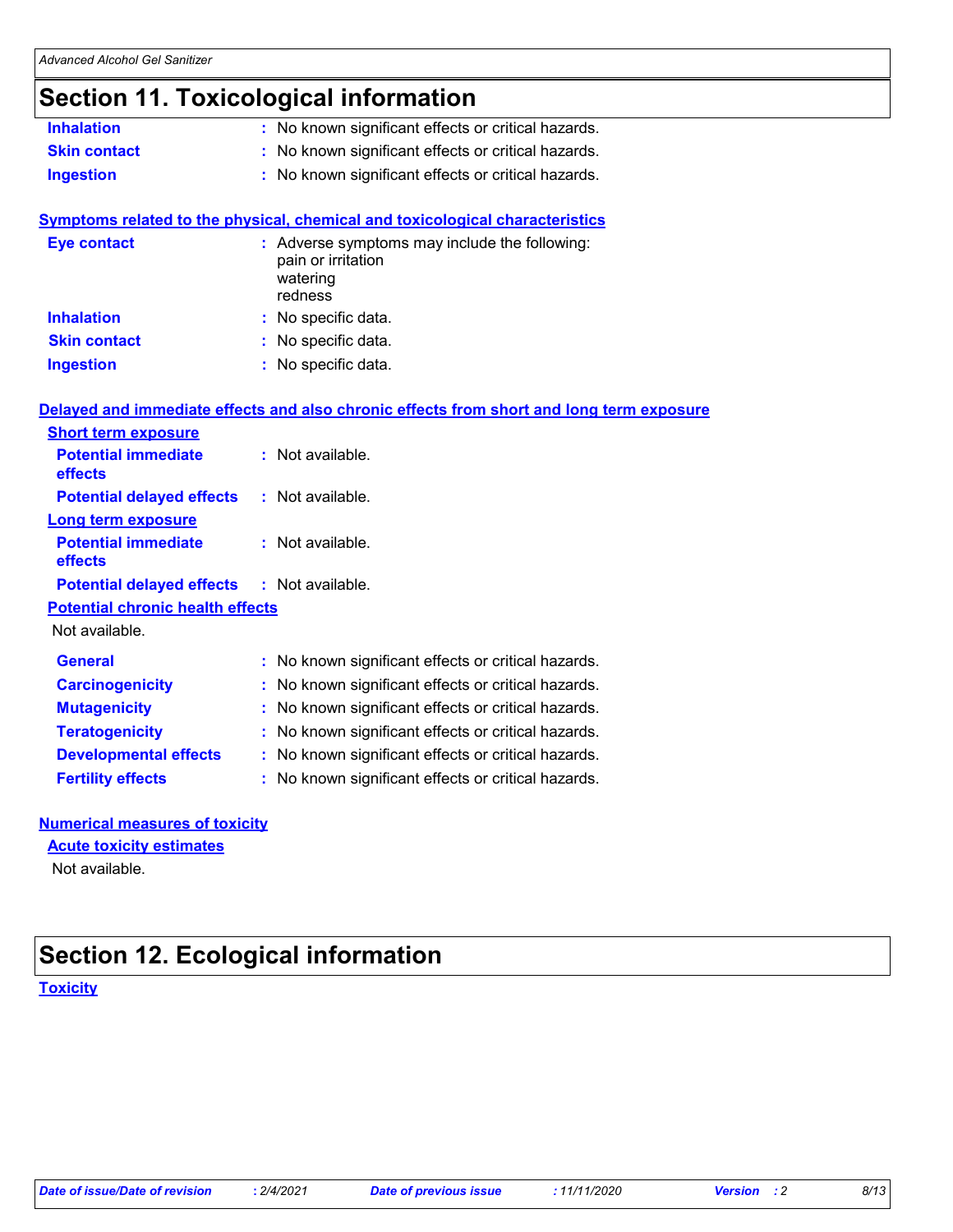# Section 11. Toxicological information

**Inhalation** : No known significant effects or critical hazards.

**Skin contact** : No known significant effects or critical hazards.

**Ingestion** : No known significant effects or critical hazards.

## Symptoms related to the physical, chemical and toxicological characteristics

**Eye contact** : Adverse symptoms may include the following:
pain or irritation
watering
redness

**Inhalation** : No specific data.

**Skin contact** : No specific data.

**Ingestion** : No specific data.

## Delayed and immediate effects and also chronic effects from short and long term exposure

### Short term exposure

**Potential immediate effects** : Not available.

**Potential delayed effects** : Not available.

### Long term exposure

**Potential immediate effects** : Not available.

**Potential delayed effects** : Not available.

### Potential chronic health effects

Not available.

**General** : No known significant effects or critical hazards.

**Carcinogenicity** : No known significant effects or critical hazards.

**Mutagenicity** : No known significant effects or critical hazards.

**Teratogenicity** : No known significant effects or critical hazards.

**Developmental effects** : No known significant effects or critical hazards.

**Fertility effects** : No known significant effects or critical hazards.

## Numerical measures of toxicity

### Acute toxicity estimates

Not available.

# Section 12. Ecological information

## Toxicity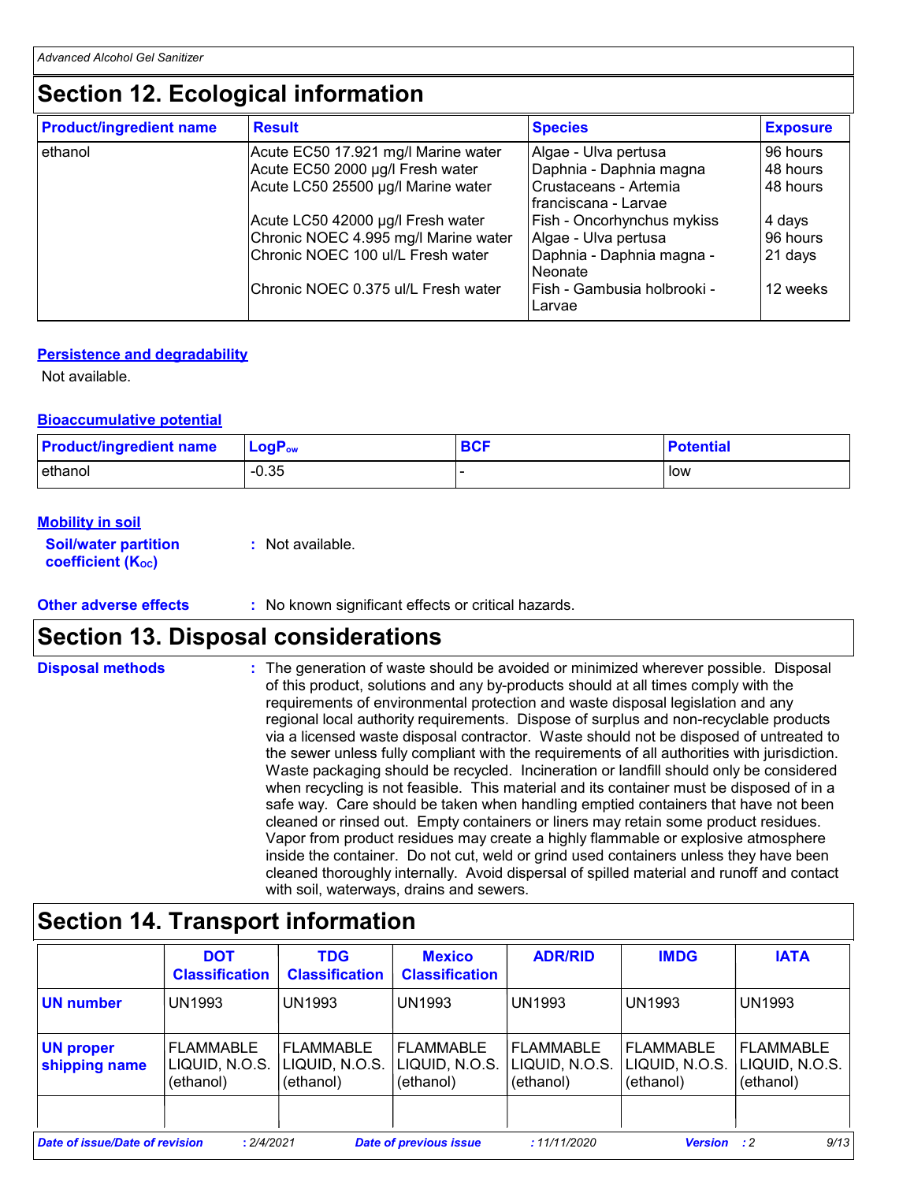## Section 12. Ecological information

| Product/ingredient name | Result | Species | Exposure |
|---|---|---|---|
| ethanol | Acute EC50 17.921 mg/l Marine water | Algae - Ulva pertusa | 96 hours |
| | Acute EC50 2000 µg/l Fresh water | Daphnia - Daphnia magna | 48 hours |
| | Acute LC50 25500 µg/l Marine water | Crustaceans - Artemia franciscana - Larvae | 48 hours |
| | Acute LC50 42000 µg/l Fresh water | Fish - Oncorhynchus mykiss | 4 days |
| | Chronic NOEC 4.995 mg/l Marine water | Algae - Ulva pertusa | 96 hours |
| | Chronic NOEC 100 ul/L Fresh water | Daphnia - Daphnia magna - Neonate | 21 days |
| | Chronic NOEC 0.375 ul/L Fresh water | Fish - Gambusia holbrooki - Larvae | 12 weeks |

### Persistence and degradability

Not available.

### Bioaccumulative potential

| Product/ingredient name | $LogP_{ow}$ | BCF | Potential |
|---|---|---|---|
| ethanol | -0.35 | - | low |

### Mobility in soil

**Soil/water partition coefficient ($K_{OC}$)** : Not available.

**Other adverse effects** : No known significant effects or critical hazards.

## Section 13. Disposal considerations

**Disposal methods** : The generation of waste should be avoided or minimized wherever possible. Disposal of this product, solutions and any by-products should at all times comply with the requirements of environmental protection and waste disposal legislation and any regional local authority requirements. Dispose of surplus and non-recyclable products via a licensed waste disposal contractor. Waste should not be disposed of untreated to the sewer unless fully compliant with the requirements of all authorities with jurisdiction. Waste packaging should be recycled. Incineration or landfill should only be considered when recycling is not feasible. This material and its container must be disposed of in a safe way. Care should be taken when handling emptied containers that have not been cleaned or rinsed out. Empty containers or liners may retain some product residues. Vapor from product residues may create a highly flammable or explosive atmosphere inside the container. Do not cut, weld or grind used containers unless they have been cleaned thoroughly internally. Avoid dispersal of spilled material and runoff and contact with soil, waterways, drains and sewers.

## Section 14. Transport information

| | DOT Classification | TDG Classification | Mexico Classification | ADR/RID | IMDG | IATA |
|---|---|---|---|---|---|---|
| UN number | UN1993 | UN1993 | UN1993 | UN1993 | UN1993 | UN1993 |
| UN proper shipping name | FLAMMABLE LIQUID, N.O.S. (ethanol) | FLAMMABLE LIQUID, N.O.S. (ethanol) | FLAMMABLE LIQUID, N.O.S. (ethanol) | FLAMMABLE LIQUID, N.O.S. (ethanol) | FLAMMABLE LIQUID, N.O.S. (ethanol) | FLAMMABLE LIQUID, N.O.S. (ethanol) |
| | | | | | | |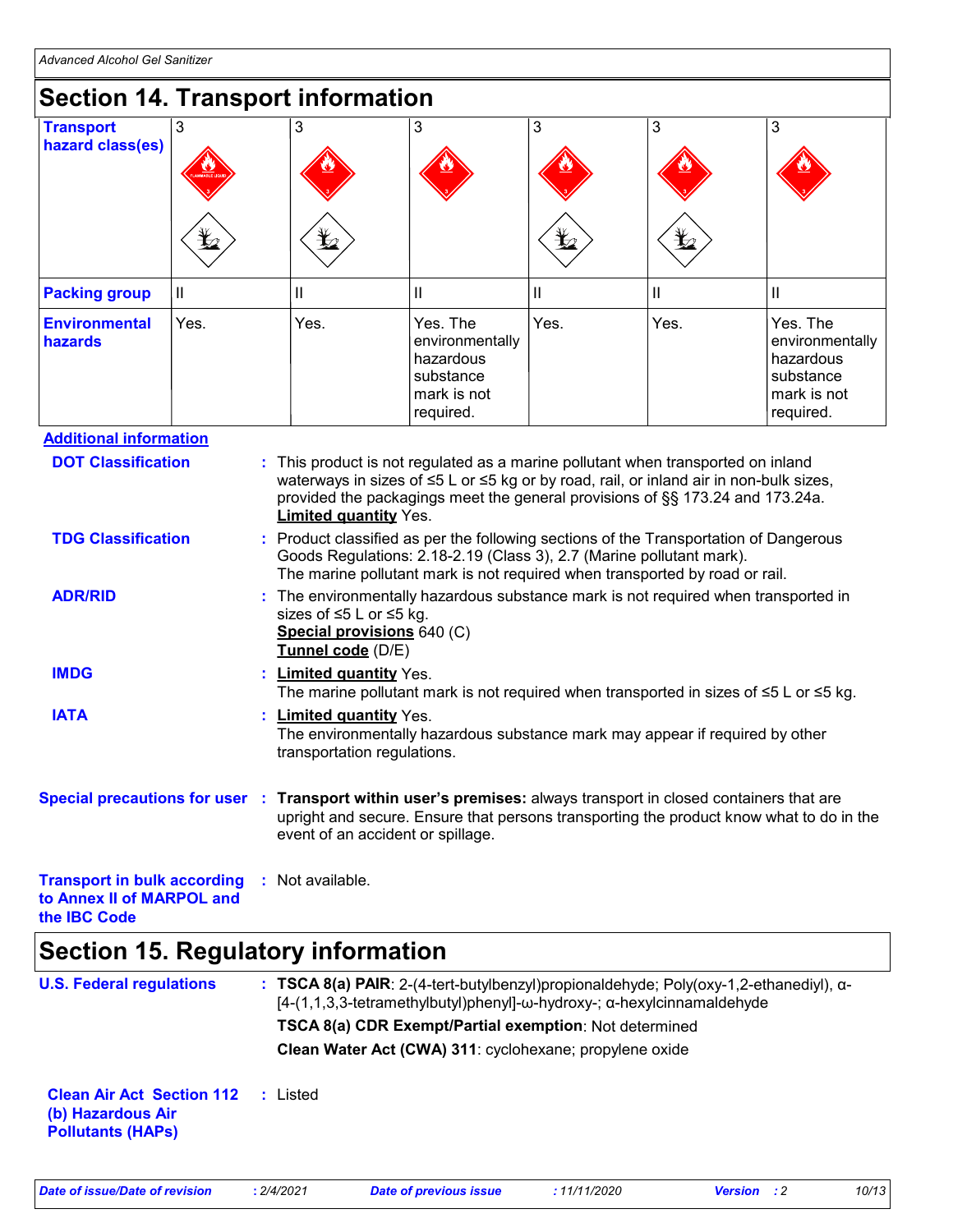## Section 14. Transport information

| Transport hazard class(es) | 3 | 3 | 3 | 3 | 3 | 3 |
|---|---|---|---|---|---|---|
| Packing group | II | II | II | II | II | II |
| Environmental hazards | Yes. | Yes. | Yes. The environmentally hazardous substance mark is not required. | Yes. | Yes. | Yes. The environmentally hazardous substance mark is not required. |

**Additional information**

**DOT Classification** : This product is not regulated as a marine pollutant when transported on inland waterways in sizes of ≤5 L or ≤5 kg or by road, rail, or inland air in non-bulk sizes, provided the packagings meet the general provisions of §§ 173.24 and 173.24a.
**Limited quantity** Yes.

**TDG Classification** : Product classified as per the following sections of the Transportation of Dangerous Goods Regulations: 2.18-2.19 (Class 3), 2.7 (Marine pollutant mark).
The marine pollutant mark is not required when transported by road or rail.

**ADR/RID** : The environmentally hazardous substance mark is not required when transported in sizes of ≤5 L or ≤5 kg.
**Special provisions** 640 (C)
**Tunnel code** (D/E)

**IMDG** : **Limited quantity** Yes.
The marine pollutant mark is not required when transported in sizes of ≤5 L or ≤5 kg.

**IATA** : **Limited quantity** Yes.
The environmentally hazardous substance mark may appear if required by other transportation regulations.

**Special precautions for user** : **Transport within user's premises:** always transport in closed containers that are upright and secure. Ensure that persons transporting the product know what to do in the event of an accident or spillage.

**Transport in bulk according to Annex II of MARPOL and the IBC Code** : Not available.

## Section 15. Regulatory information

**U.S. Federal regulations** : **TSCA 8(a) PAIR**: 2-(4-tert-butylbenzyl)propionaldehyde; Poly(oxy-1,2-ethanediyl), α-[4-(1,1,3,3-tetramethylbutyl)phenyl]-ω-hydroxy-; α-hexylcinnamaldehyde

**TSCA 8(a) CDR Exempt/Partial exemption**: Not determined

**Clean Water Act (CWA) 311**: cyclohexane; propylene oxide

**Clean Air Act Section 112 (b) Hazardous Air Pollutants (HAPs)** : Listed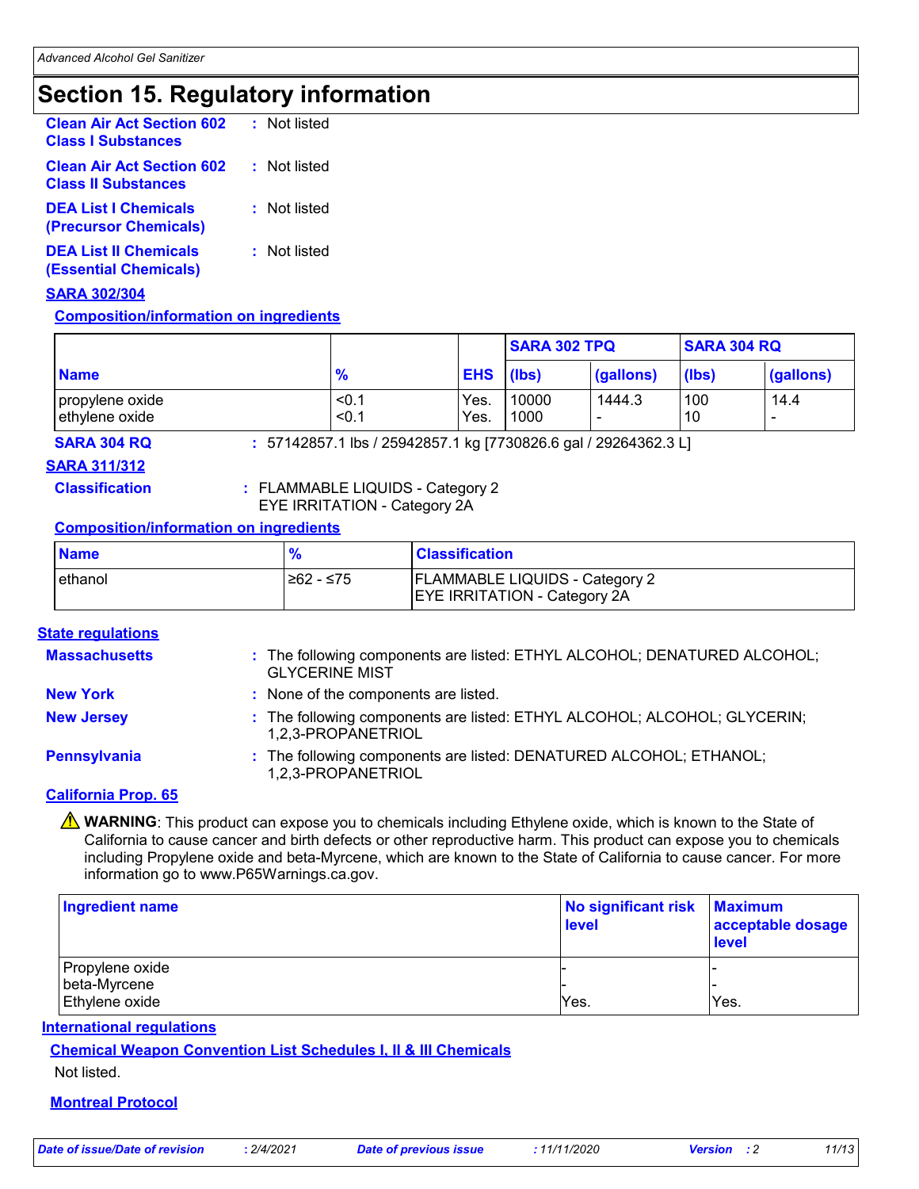# Section 15. Regulatory information

**Clean Air Act Section 602 Class I Substances** : Not listed

**Clean Air Act Section 602 Class II Substances** : Not listed

**DEA List I Chemicals (Precursor Chemicals)** : Not listed

**DEA List II Chemicals (Essential Chemicals)** : Not listed

**SARA 302/304**

**Composition/information on ingredients**

| Name | % | EHS | SARA 302 TPQ | | SARA 304 RQ | |
|---|---|---|---|---|---|---|
| | | | (lbs) | (gallons) | (lbs) | (gallons) |
| propylene oxide | <0.1 | Yes. | 10000 | 1444.3 | 100 | 14.4 |
| ethylene oxide | <0.1 | Yes. | 1000 | - | 10 | - |

**SARA 304 RQ** : 57142857.1 lbs / 25942857.1 kg [7730826.6 gal / 29264362.3 L]

**SARA 311/312**

**Classification** : FLAMMABLE LIQUIDS - Category 2
EYE IRRITATION - Category 2A

**Composition/information on ingredients**

| Name | % | Classification |
|---|---|---|
| ethanol | ≥62 - ≤75 | FLAMMABLE LIQUIDS - Category 2<br>EYE IRRITATION - Category 2A |

**State regulations**

**Massachusetts** : The following components are listed: ETHYL ALCOHOL; DENATURED ALCOHOL; GLYCERINE MIST

**New York** : None of the components are listed.

**New Jersey** : The following components are listed: ETHYL ALCOHOL; ALCOHOL; GLYCERIN; 1,2,3-PROPANETRIOL

**Pennsylvania** : The following components are listed: DENATURED ALCOHOL; ETHANOL; 1,2,3-PROPANETRIOL

**California Prop. 65**

⚠ **WARNING**: This product can expose you to chemicals including Ethylene oxide, which is known to the State of California to cause cancer and birth defects or other reproductive harm. This product can expose you to chemicals including Propylene oxide and beta-Myrcene, which are known to the State of California to cause cancer. For more information go to www.P65Warnings.ca.gov.

| Ingredient name | No significant risk level | Maximum acceptable dosage level |
|---|---|---|
| Propylene oxide | - | - |
| beta-Myrcene | - | - |
| Ethylene oxide | Yes. | Yes. |

**International regulations**

**Chemical Weapon Convention List Schedules I, II & III Chemicals**

Not listed.

**Montreal Protocol**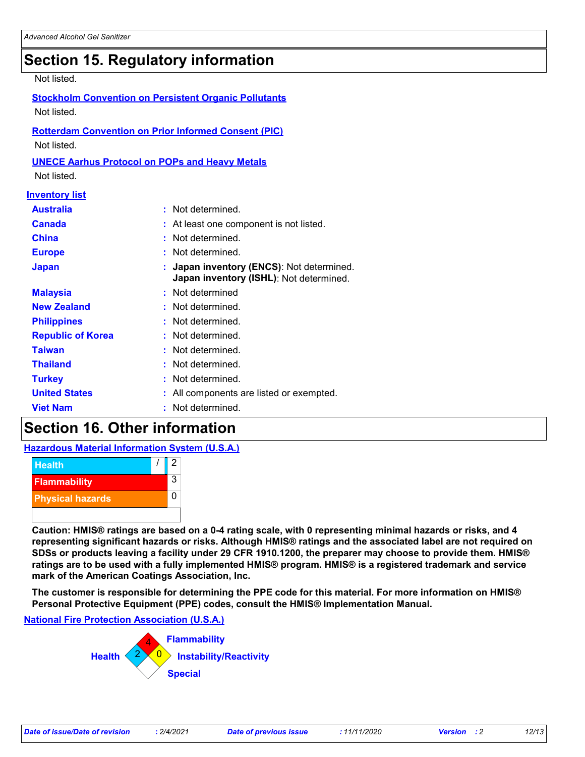## Section 15. Regulatory information

Not listed.

**Stockholm Convention on Persistent Organic Pollutants**

Not listed.

**Rotterdam Convention on Prior Informed Consent (PIC)**

Not listed.

**UNECE Aarhus Protocol on POPs and Heavy Metals**

Not listed.

**Inventory list**

| | | |
|---|---|---|
| **Australia** | : | Not determined. |
| **Canada** | : | At least one component is not listed. |
| **China** | : | Not determined. |
| **Europe** | : | Not determined. |
| **Japan** | : | **Japan inventory (ENCS)**: Not determined. **Japan inventory (ISHL)**: Not determined. |
| **Malaysia** | : | Not determined |
| **New Zealand** | : | Not determined. |
| **Philippines** | : | Not determined. |
| **Republic of Korea** | : | Not determined. |
| **Taiwan** | : | Not determined. |
| **Thailand** | : | Not determined. |
| **Turkey** | : | Not determined. |
| **United States** | : | All components are listed or exempted. |
| **Viet Nam** | : | Not determined. |

## Section 16. Other information

**Hazardous Material Information System (U.S.A.)**

| | |
|---|---|
| Health / | 2 |
| Flammability | 3 |
| Physical hazards | 0 |

**Caution: HMIS® ratings are based on a 0-4 rating scale, with 0 representing minimal hazards or risks, and 4 representing significant hazards or risks. Although HMIS® ratings and the associated label are not required on SDSs or products leaving a facility under 29 CFR 1910.1200, the preparer may choose to provide them. HMIS® ratings are to be used with a fully implemented HMIS® program. HMIS® is a registered trademark and service mark of the American Coatings Association, Inc.**

**The customer is responsible for determining the PPE code for this material. For more information on HMIS® Personal Protective Equipment (PPE) codes, consult the HMIS® Implementation Manual.**

**National Fire Protection Association (U.S.A.)**

| | |
|---|---|
| Health | 2 |
| Flammability | 4 |
| Instability/Reactivity | 0 |
| Special | |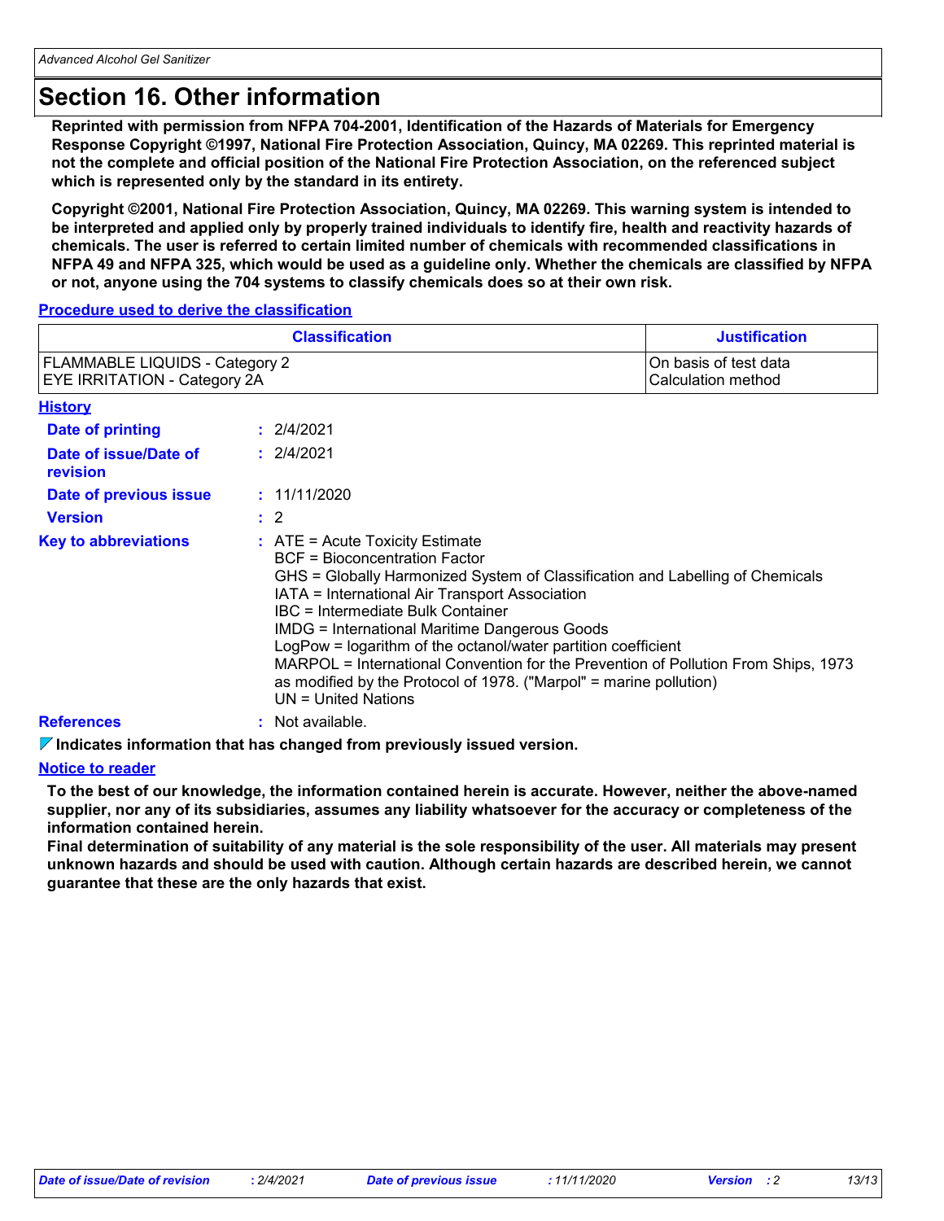## Section 16. Other information

**Reprinted with permission from NFPA 704-2001, Identification of the Hazards of Materials for Emergency Response Copyright ©1997, National Fire Protection Association, Quincy, MA 02269. This reprinted material is not the complete and official position of the National Fire Protection Association, on the referenced subject which is represented only by the standard in its entirety.**

**Copyright ©2001, National Fire Protection Association, Quincy, MA 02269. This warning system is intended to be interpreted and applied only by properly trained individuals to identify fire, health and reactivity hazards of chemicals. The user is referred to certain limited number of chemicals with recommended classifications in NFPA 49 and NFPA 325, which would be used as a guideline only. Whether the chemicals are classified by NFPA or not, anyone using the 704 systems to classify chemicals does so at their own risk.**

### Procedure used to derive the classification

| Classification | Justification |
|---|---|
| FLAMMABLE LIQUIDS - Category 2 | On basis of test data |
| EYE IRRITATION - Category 2A | Calculation method |

### History

**Date of printing** : 2/4/2021

**Date of issue/Date of revision** : 2/4/2021

**Date of previous issue** : 11/11/2020

**Version** : 2

**Key to abbreviations** : ATE = Acute Toxicity Estimate
BCF = Bioconcentration Factor
GHS = Globally Harmonized System of Classification and Labelling of Chemicals
IATA = International Air Transport Association
IBC = Intermediate Bulk Container
IMDG = International Maritime Dangerous Goods
LogPow = logarithm of the octanol/water partition coefficient
MARPOL = International Convention for the Prevention of Pollution From Ships, 1973 as modified by the Protocol of 1978. ("Marpol" = marine pollution)
UN = United Nations

**References** : Not available.

**Indicates information that has changed from previously issued version.**

### Notice to reader

**To the best of our knowledge, the information contained herein is accurate. However, neither the above-named supplier, nor any of its subsidiaries, assumes any liability whatsoever for the accuracy or completeness of the information contained herein.**
**Final determination of suitability of any material is the sole responsibility of the user. All materials may present unknown hazards and should be used with caution. Although certain hazards are described herein, we cannot guarantee that these are the only hazards that exist.**